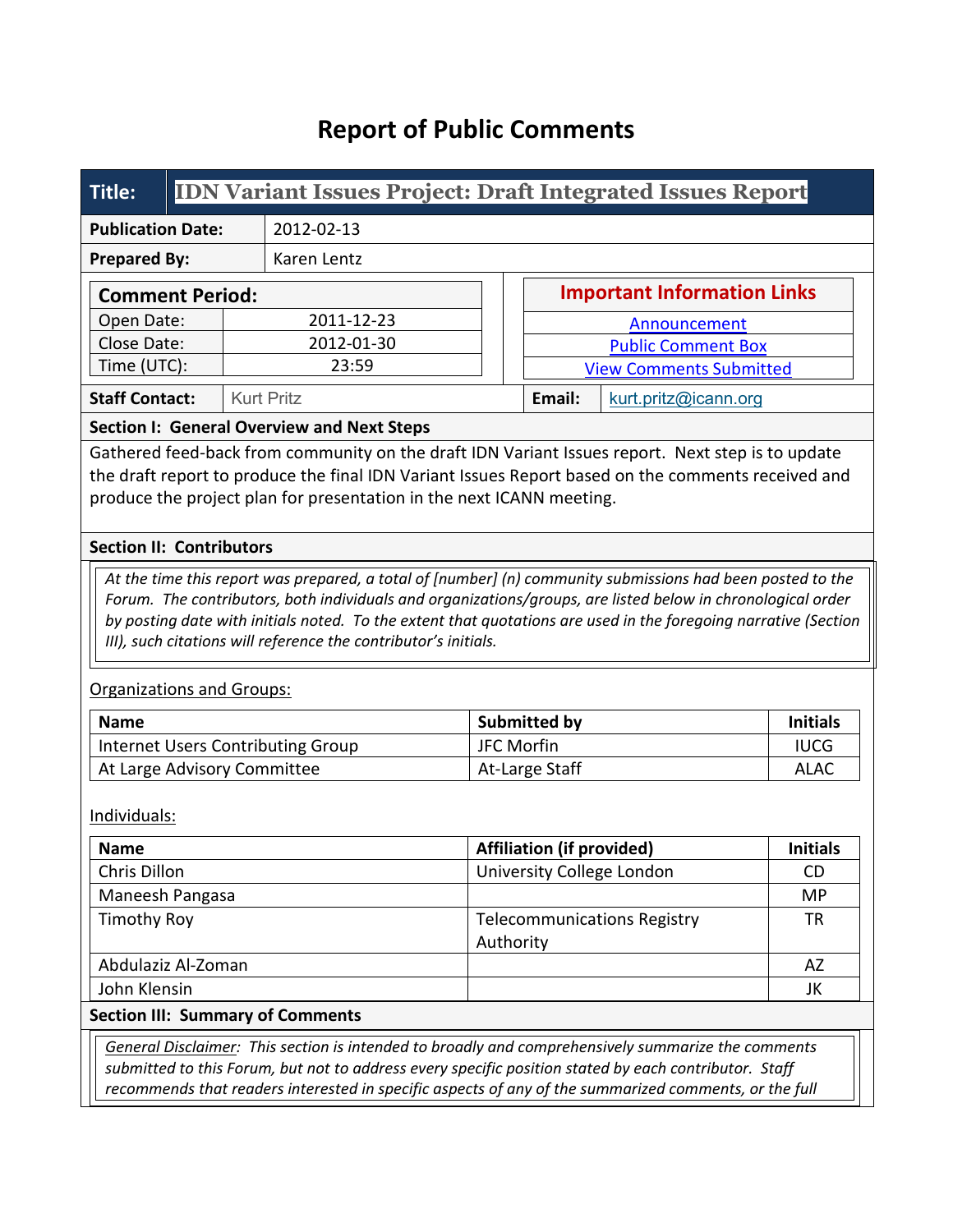# Report of Public Comments

| **Title:** | **IDN Variant Issues Project: Draft Integrated Issues Report** |
|---|---|
| **Publication Date:** | 2012-02-13 |
| **Prepared By:** | Karen Lentz |

| **Comment Period:** | |
|---|---|
| Open Date: | 2011-12-23 |
| Close Date: | 2012-01-30 |
| Time (UTC): | 23:59 |

| **Important Information Links** |
|---|
| Announcement |
| Public Comment Box |
| View Comments Submitted |

| **Staff Contact:** | Kurt Pritz | **Email:** | kurt.pritz@icann.org |
|---|---|---|---|

**Section I: General Overview and Next Steps**

Gathered feed-back from community on the draft IDN Variant Issues report. Next step is to update the draft report to produce the final IDN Variant Issues Report based on the comments received and produce the project plan for presentation in the next ICANN meeting.

**Section II: Contributors**

*At the time this report was prepared, a total of [number] (n) community submissions had been posted to the Forum. The contributors, both individuals and organizations/groups, are listed below in chronological order by posting date with initials noted. To the extent that quotations are used in the foregoing narrative (Section III), such citations will reference the contributor's initials.*

Organizations and Groups:

| Name | Submitted by | Initials |
|---|---|---|
| Internet Users Contributing Group | JFC Morfin | IUCG |
| At Large Advisory Committee | At-Large Staff | ALAC |

Individuals:

| Name | Affiliation (if provided) | Initials |
|---|---|---|
| Chris Dillon | University College London | CD |
| Maneesh Pangasa | | MP |
| Timothy Roy | Telecommunications Registry Authority | TR |
| Abdulaziz Al-Zoman | | AZ |
| John Klensin | | JK |

**Section III: Summary of Comments**

*General Disclaimer: This section is intended to broadly and comprehensively summarize the comments submitted to this Forum, but not to address every specific position stated by each contributor. Staff recommends that readers interested in specific aspects of any of the summarized comments, or the full*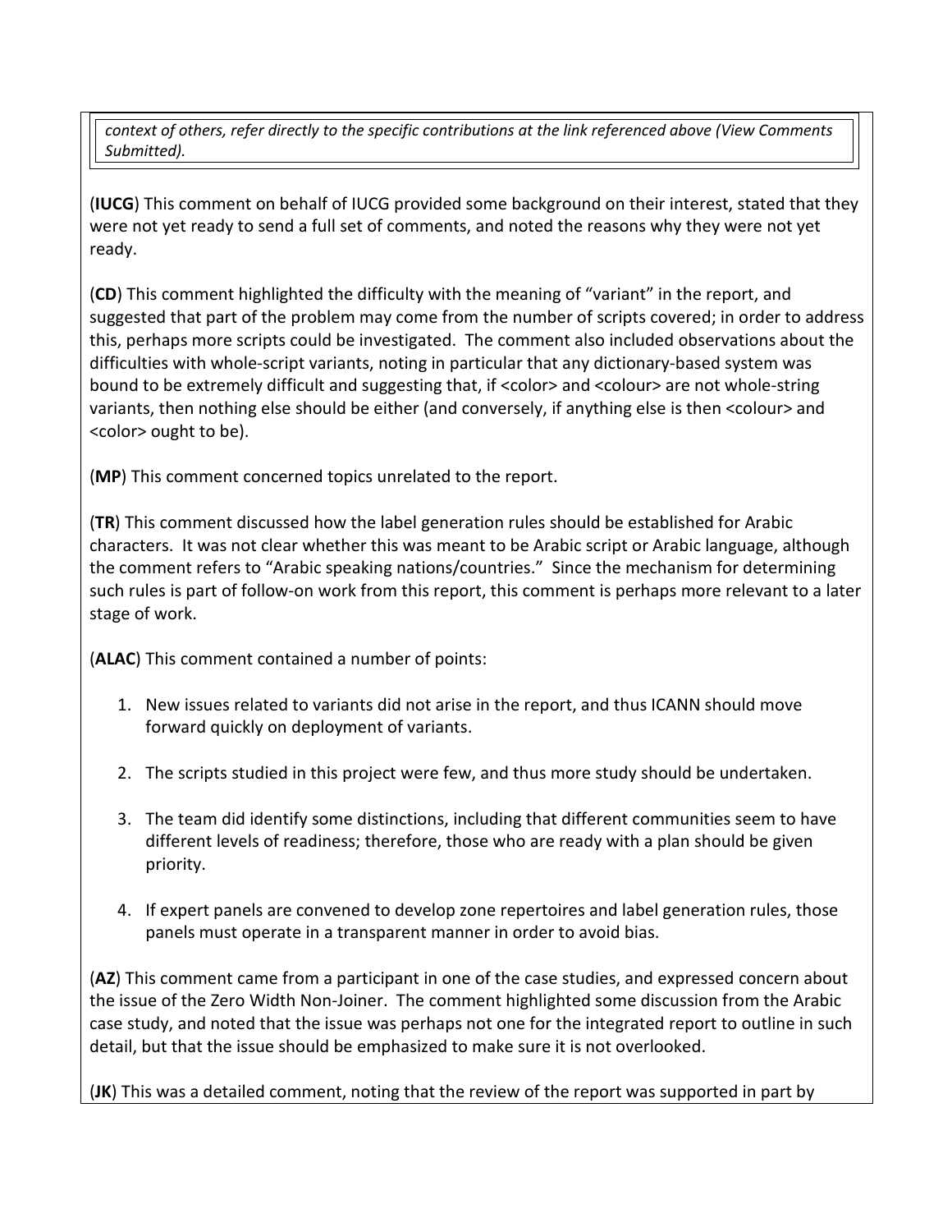*context of others, refer directly to the specific contributions at the link referenced above (View Comments Submitted).*

(**IUCG**) This comment on behalf of IUCG provided some background on their interest, stated that they were not yet ready to send a full set of comments, and noted the reasons why they were not yet ready.

(**CD**) This comment highlighted the difficulty with the meaning of "variant" in the report, and suggested that part of the problem may come from the number of scripts covered; in order to address this, perhaps more scripts could be investigated. The comment also included observations about the difficulties with whole-script variants, noting in particular that any dictionary-based system was bound to be extremely difficult and suggesting that, if <color> and <colour> are not whole-string variants, then nothing else should be either (and conversely, if anything else is then <colour> and <color> ought to be).

(**MP**) This comment concerned topics unrelated to the report.

(**TR**) This comment discussed how the label generation rules should be established for Arabic characters. It was not clear whether this was meant to be Arabic script or Arabic language, although the comment refers to "Arabic speaking nations/countries." Since the mechanism for determining such rules is part of follow-on work from this report, this comment is perhaps more relevant to a later stage of work.

(**ALAC**) This comment contained a number of points:

1. New issues related to variants did not arise in the report, and thus ICANN should move forward quickly on deployment of variants.

2. The scripts studied in this project were few, and thus more study should be undertaken.

3. The team did identify some distinctions, including that different communities seem to have different levels of readiness; therefore, those who are ready with a plan should be given priority.

4. If expert panels are convened to develop zone repertoires and label generation rules, those panels must operate in a transparent manner in order to avoid bias.

(**AZ**) This comment came from a participant in one of the case studies, and expressed concern about the issue of the Zero Width Non-Joiner. The comment highlighted some discussion from the Arabic case study, and noted that the issue was perhaps not one for the integrated report to outline in such detail, but that the issue should be emphasized to make sure it is not overlooked.

(**JK**) This was a detailed comment, noting that the review of the report was supported in part by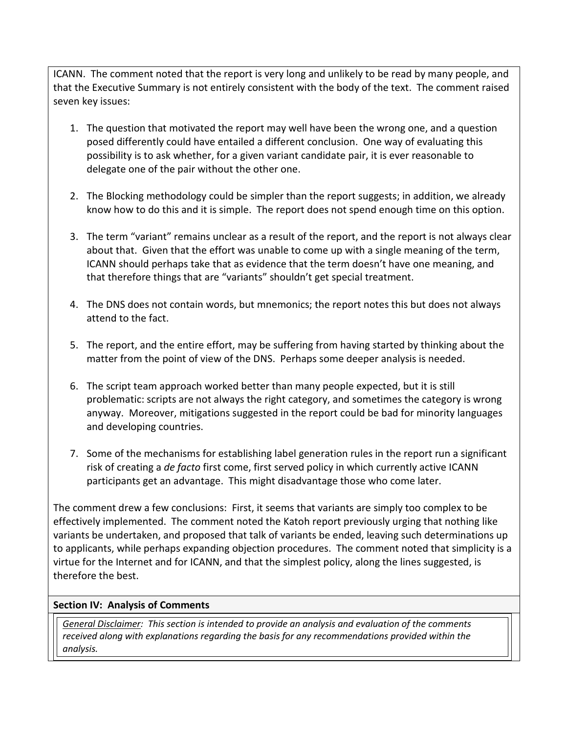ICANN. The comment noted that the report is very long and unlikely to be read by many people, and that the Executive Summary is not entirely consistent with the body of the text. The comment raised seven key issues:

1. The question that motivated the report may well have been the wrong one, and a question posed differently could have entailed a different conclusion. One way of evaluating this possibility is to ask whether, for a given variant candidate pair, it is ever reasonable to delegate one of the pair without the other one.

2. The Blocking methodology could be simpler than the report suggests; in addition, we already know how to do this and it is simple. The report does not spend enough time on this option.

3. The term "variant" remains unclear as a result of the report, and the report is not always clear about that. Given that the effort was unable to come up with a single meaning of the term, ICANN should perhaps take that as evidence that the term doesn't have one meaning, and that therefore things that are "variants" shouldn't get special treatment.

4. The DNS does not contain words, but mnemonics; the report notes this but does not always attend to the fact.

5. The report, and the entire effort, may be suffering from having started by thinking about the matter from the point of view of the DNS. Perhaps some deeper analysis is needed.

6. The script team approach worked better than many people expected, but it is still problematic: scripts are not always the right category, and sometimes the category is wrong anyway. Moreover, mitigations suggested in the report could be bad for minority languages and developing countries.

7. Some of the mechanisms for establishing label generation rules in the report run a significant risk of creating a *de facto* first come, first served policy in which currently active ICANN participants get an advantage. This might disadvantage those who come later.

The comment drew a few conclusions: First, it seems that variants are simply too complex to be effectively implemented. The comment noted the Katoh report previously urging that nothing like variants be undertaken, and proposed that talk of variants be ended, leaving such determinations up to applicants, while perhaps expanding objection procedures. The comment noted that simplicity is a virtue for the Internet and for ICANN, and that the simplest policy, along the lines suggested, is therefore the best.

**Section IV: Analysis of Comments**

*General Disclaimer: This section is intended to provide an analysis and evaluation of the comments received along with explanations regarding the basis for any recommendations provided within the analysis.*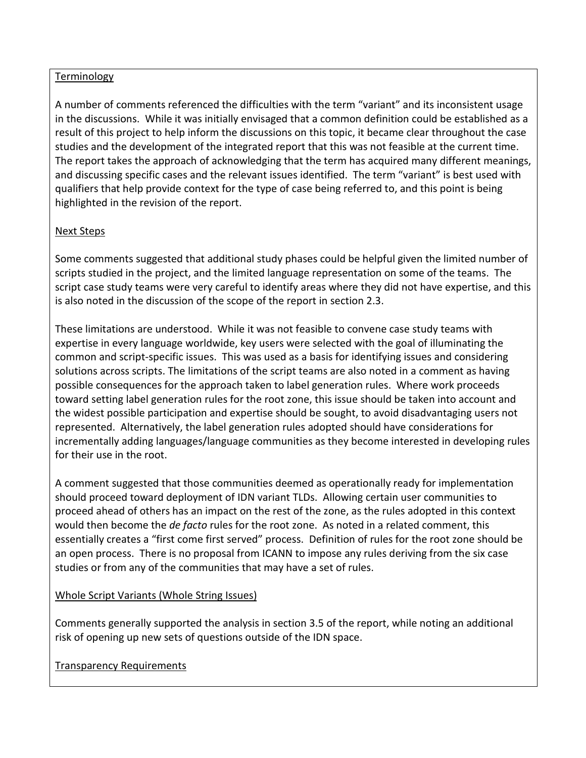Terminology

A number of comments referenced the difficulties with the term "variant" and its inconsistent usage in the discussions. While it was initially envisaged that a common definition could be established as a result of this project to help inform the discussions on this topic, it became clear throughout the case studies and the development of the integrated report that this was not feasible at the current time. The report takes the approach of acknowledging that the term has acquired many different meanings, and discussing specific cases and the relevant issues identified. The term "variant" is best used with qualifiers that help provide context for the type of case being referred to, and this point is being highlighted in the revision of the report.

Next Steps

Some comments suggested that additional study phases could be helpful given the limited number of scripts studied in the project, and the limited language representation on some of the teams. The script case study teams were very careful to identify areas where they did not have expertise, and this is also noted in the discussion of the scope of the report in section 2.3.

These limitations are understood. While it was not feasible to convene case study teams with expertise in every language worldwide, key users were selected with the goal of illuminating the common and script-specific issues. This was used as a basis for identifying issues and considering solutions across scripts. The limitations of the script teams are also noted in a comment as having possible consequences for the approach taken to label generation rules. Where work proceeds toward setting label generation rules for the root zone, this issue should be taken into account and the widest possible participation and expertise should be sought, to avoid disadvantaging users not represented. Alternatively, the label generation rules adopted should have considerations for incrementally adding languages/language communities as they become interested in developing rules for their use in the root.

A comment suggested that those communities deemed as operationally ready for implementation should proceed toward deployment of IDN variant TLDs. Allowing certain user communities to proceed ahead of others has an impact on the rest of the zone, as the rules adopted in this context would then become the *de facto* rules for the root zone. As noted in a related comment, this essentially creates a "first come first served" process. Definition of rules for the root zone should be an open process. There is no proposal from ICANN to impose any rules deriving from the six case studies or from any of the communities that may have a set of rules.

Whole Script Variants (Whole String Issues)

Comments generally supported the analysis in section 3.5 of the report, while noting an additional risk of opening up new sets of questions outside of the IDN space.

Transparency Requirements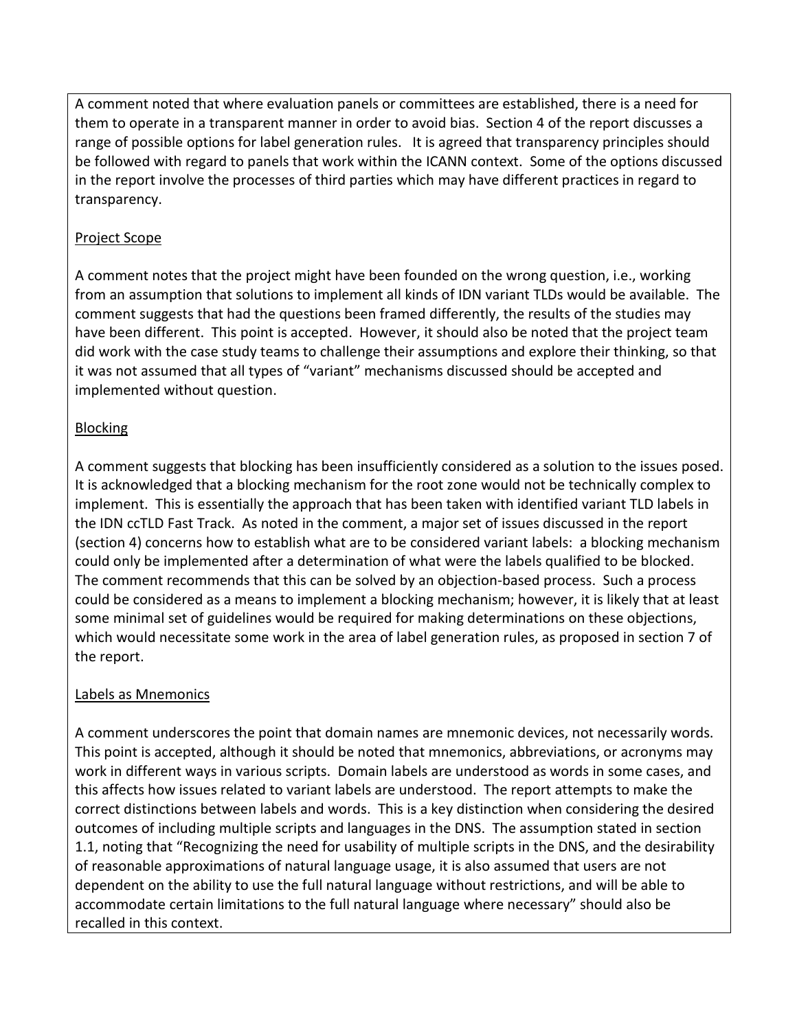A comment noted that where evaluation panels or committees are established, there is a need for them to operate in a transparent manner in order to avoid bias. Section 4 of the report discusses a range of possible options for label generation rules. It is agreed that transparency principles should be followed with regard to panels that work within the ICANN context. Some of the options discussed in the report involve the processes of third parties which may have different practices in regard to transparency.

Project Scope

A comment notes that the project might have been founded on the wrong question, i.e., working from an assumption that solutions to implement all kinds of IDN variant TLDs would be available. The comment suggests that had the questions been framed differently, the results of the studies may have been different. This point is accepted. However, it should also be noted that the project team did work with the case study teams to challenge their assumptions and explore their thinking, so that it was not assumed that all types of "variant" mechanisms discussed should be accepted and implemented without question.

Blocking

A comment suggests that blocking has been insufficiently considered as a solution to the issues posed. It is acknowledged that a blocking mechanism for the root zone would not be technically complex to implement. This is essentially the approach that has been taken with identified variant TLD labels in the IDN ccTLD Fast Track. As noted in the comment, a major set of issues discussed in the report (section 4) concerns how to establish what are to be considered variant labels: a blocking mechanism could only be implemented after a determination of what were the labels qualified to be blocked. The comment recommends that this can be solved by an objection-based process. Such a process could be considered as a means to implement a blocking mechanism; however, it is likely that at least some minimal set of guidelines would be required for making determinations on these objections, which would necessitate some work in the area of label generation rules, as proposed in section 7 of the report.

Labels as Mnemonics

A comment underscores the point that domain names are mnemonic devices, not necessarily words. This point is accepted, although it should be noted that mnemonics, abbreviations, or acronyms may work in different ways in various scripts. Domain labels are understood as words in some cases, and this affects how issues related to variant labels are understood. The report attempts to make the correct distinctions between labels and words. This is a key distinction when considering the desired outcomes of including multiple scripts and languages in the DNS. The assumption stated in section 1.1, noting that "Recognizing the need for usability of multiple scripts in the DNS, and the desirability of reasonable approximations of natural language usage, it is also assumed that users are not dependent on the ability to use the full natural language without restrictions, and will be able to accommodate certain limitations to the full natural language where necessary" should also be recalled in this context.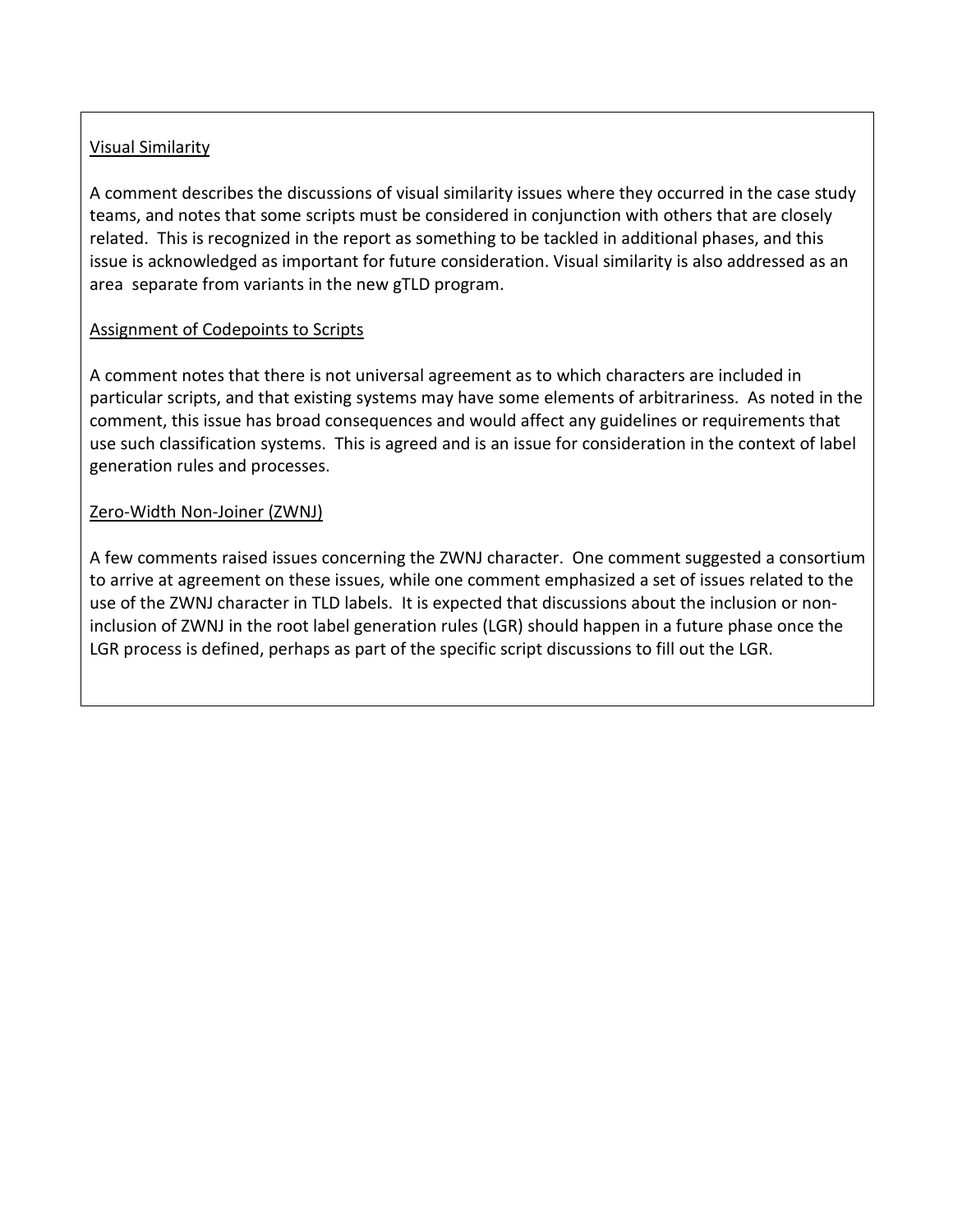<u>Visual Similarity</u>

A comment describes the discussions of visual similarity issues where they occurred in the case study teams, and notes that some scripts must be considered in conjunction with others that are closely related. This is recognized in the report as something to be tackled in additional phases, and this issue is acknowledged as important for future consideration. Visual similarity is also addressed as an area separate from variants in the new gTLD program.

<u>Assignment of Codepoints to Scripts</u>

A comment notes that there is not universal agreement as to which characters are included in particular scripts, and that existing systems may have some elements of arbitrariness. As noted in the comment, this issue has broad consequences and would affect any guidelines or requirements that use such classification systems. This is agreed and is an issue for consideration in the context of label generation rules and processes.

<u>Zero-Width Non-Joiner (ZWNJ)</u>

A few comments raised issues concerning the ZWNJ character. One comment suggested a consortium to arrive at agreement on these issues, while one comment emphasized a set of issues related to the use of the ZWNJ character in TLD labels. It is expected that discussions about the inclusion or non-inclusion of ZWNJ in the root label generation rules (LGR) should happen in a future phase once the LGR process is defined, perhaps as part of the specific script discussions to fill out the LGR.